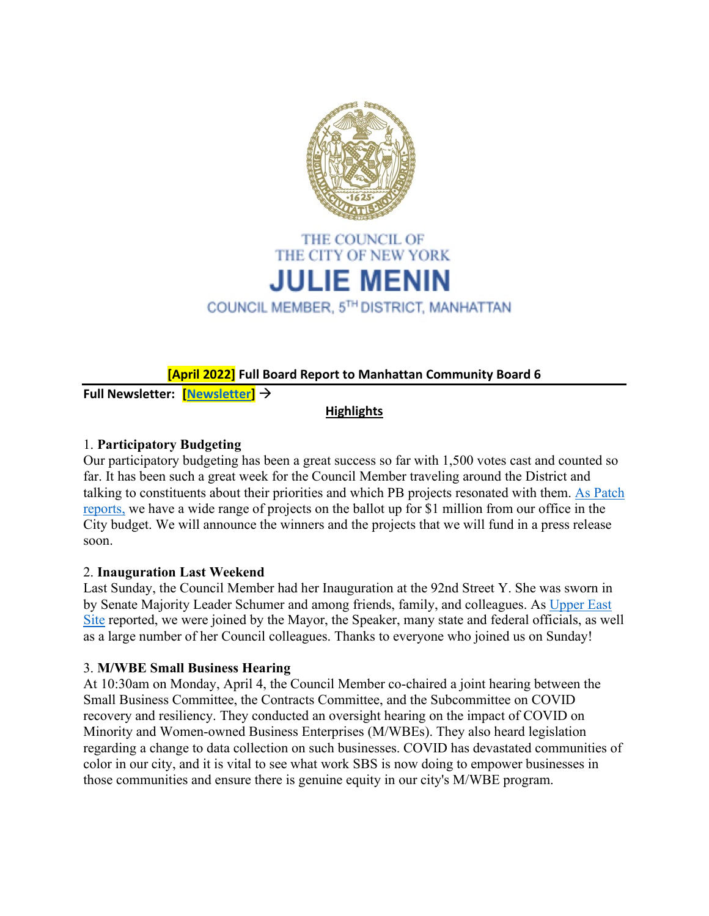THE COUNCIL OF
THE CITY OF NEW YORK

# JULIE MENIN

COUNCIL MEMBER, 5TH DISTRICT, MANHATTAN

## [April 2022] Full Board Report to Manhattan Community Board 6

**Full Newsletter: [Newsletter] →**

### Highlights

1. **Participatory Budgeting**

Our participatory budgeting has been a great success so far with 1,500 votes cast and counted so far. It has been such a great week for the Council Member traveling around the District and talking to constituents about their priorities and which PB projects resonated with them. As Patch reports, we have a wide range of projects on the ballot up for $1 million from our office in the City budget. We will announce the winners and the projects that we will fund in a press release soon.

2. **Inauguration Last Weekend**

Last Sunday, the Council Member had her Inauguration at the 92nd Street Y. She was sworn in by Senate Majority Leader Schumer and among friends, family, and colleagues. As Upper East Site reported, we were joined by the Mayor, the Speaker, many state and federal officials, as well as a large number of her Council colleagues. Thanks to everyone who joined us on Sunday!

3. **M/WBE Small Business Hearing**

At 10:30am on Monday, April 4, the Council Member co-chaired a joint hearing between the Small Business Committee, the Contracts Committee, and the Subcommittee on COVID recovery and resiliency. They conducted an oversight hearing on the impact of COVID on Minority and Women-owned Business Enterprises (M/WBEs). They also heard legislation regarding a change to data collection on such businesses. COVID has devastated communities of color in our city, and it is vital to see what work SBS is now doing to empower businesses in those communities and ensure there is genuine equity in our city's M/WBE program.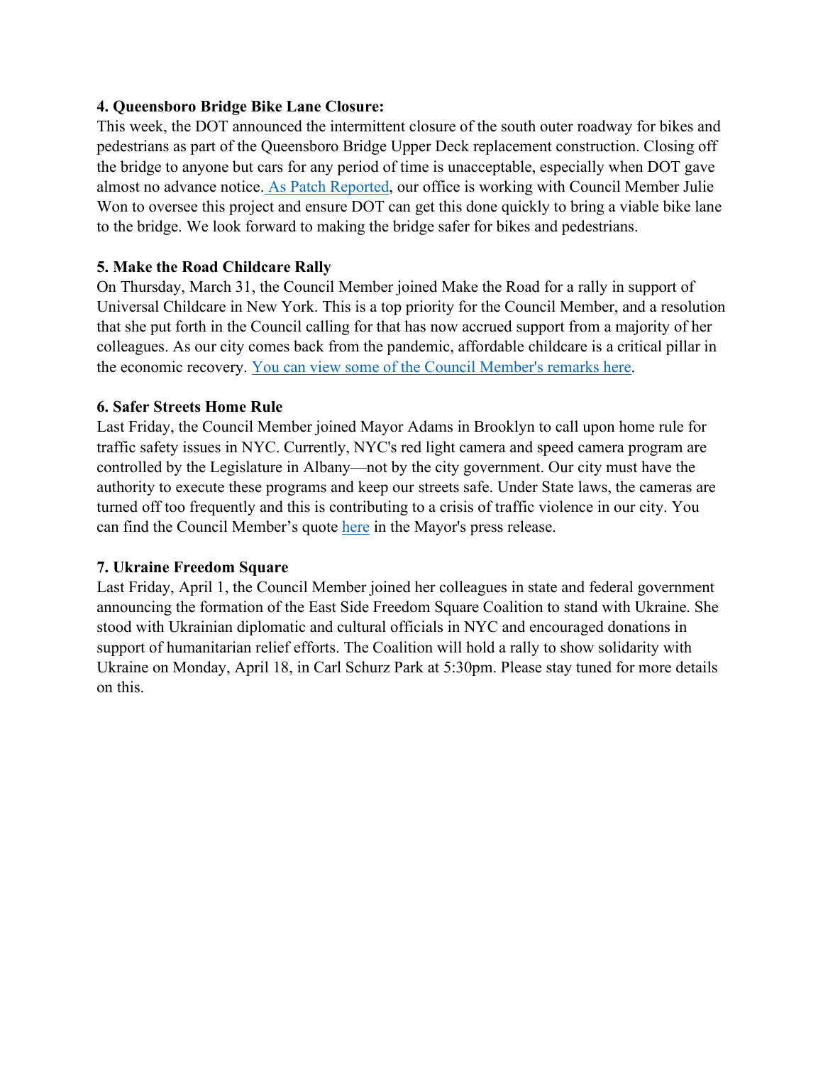**4. Queensboro Bridge Bike Lane Closure:**

This week, the DOT announced the intermittent closure of the south outer roadway for bikes and pedestrians as part of the Queensboro Bridge Upper Deck replacement construction. Closing off the bridge to anyone but cars for any period of time is unacceptable, especially when DOT gave almost no advance notice. As Patch Reported, our office is working with Council Member Julie Won to oversee this project and ensure DOT can get this done quickly to bring a viable bike lane to the bridge. We look forward to making the bridge safer for bikes and pedestrians.

**5. Make the Road Childcare Rally**

On Thursday, March 31, the Council Member joined Make the Road for a rally in support of Universal Childcare in New York. This is a top priority for the Council Member, and a resolution that she put forth in the Council calling for that has now accrued support from a majority of her colleagues. As our city comes back from the pandemic, affordable childcare is a critical pillar in the economic recovery. You can view some of the Council Member's remarks here.

**6. Safer Streets Home Rule**

Last Friday, the Council Member joined Mayor Adams in Brooklyn to call upon home rule for traffic safety issues in NYC. Currently, NYC's red light camera and speed camera program are controlled by the Legislature in Albany—not by the city government. Our city must have the authority to execute these programs and keep our streets safe. Under State laws, the cameras are turned off too frequently and this is contributing to a crisis of traffic violence in our city. You can find the Council Member's quote here in the Mayor's press release.

**7. Ukraine Freedom Square**

Last Friday, April 1, the Council Member joined her colleagues in state and federal government announcing the formation of the East Side Freedom Square Coalition to stand with Ukraine. She stood with Ukrainian diplomatic and cultural officials in NYC and encouraged donations in support of humanitarian relief efforts. The Coalition will hold a rally to show solidarity with Ukraine on Monday, April 18, in Carl Schurz Park at 5:30pm. Please stay tuned for more details on this.